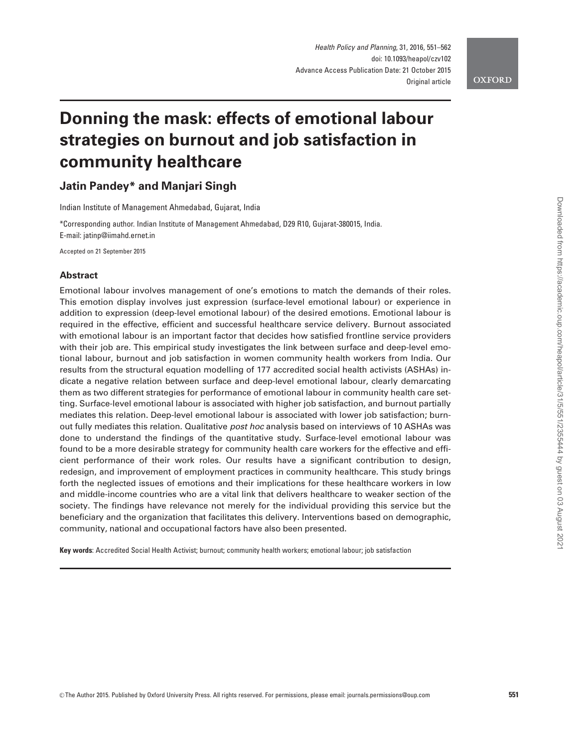# Donning the mask: effects of emotional labour strategies on burnout and job satisfaction in community healthcare

**Jatin Pandey\* and Manjari Singh**

Indian Institute of Management Ahmedabad, Gujarat, India

\*Corresponding author. Indian Institute of Management Ahmedabad, D29 R10, Gujarat-380015, India. E-mail: jatinp@iimahd.ernet.in

Accepted on 21 September 2015

## Abstract

Emotional labour involves management of one's emotions to match the demands of their roles. This emotion display involves just expression (surface-level emotional labour) or experience in addition to expression (deep-level emotional labour) of the desired emotions. Emotional labour is required in the effective, efficient and successful healthcare service delivery. Burnout associated with emotional labour is an important factor that decides how satisfied frontline service providers with their job are. This empirical study investigates the link between surface and deep-level emotional labour, burnout and job satisfaction in women community health workers from India. Our results from the structural equation modelling of 177 accredited social health activists (ASHAs) indicate a negative relation between surface and deep-level emotional labour, clearly demarcating them as two different strategies for performance of emotional labour in community health care setting. Surface-level emotional labour is associated with higher job satisfaction, and burnout partially mediates this relation. Deep-level emotional labour is associated with lower job satisfaction; burnout fully mediates this relation. Qualitative *post hoc* analysis based on interviews of 10 ASHAs was done to understand the findings of the quantitative study. Surface-level emotional labour was found to be a more desirable strategy for community health care workers for the effective and efficient performance of their work roles. Our results have a significant contribution to design, redesign, and improvement of employment practices in community healthcare. This study brings forth the neglected issues of emotions and their implications for these healthcare workers in low and middle-income countries who are a vital link that delivers healthcare to weaker section of the society. The findings have relevance not merely for the individual providing this service but the beneficiary and the organization that facilitates this delivery. Interventions based on demographic, community, national and occupational factors have also been presented.

**Key words**: Accredited Social Health Activist; burnout; community health workers; emotional labour; job satisfaction

© The Author 2015. Published by Oxford University Press. All rights reserved. For permissions, please email: journals.permissions@oup.com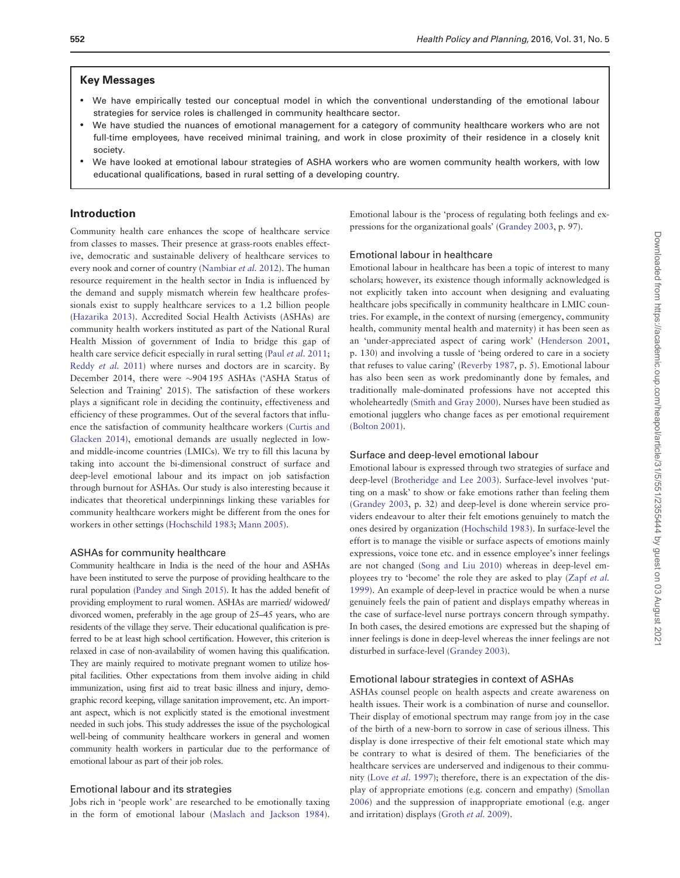## Key Messages

- We have empirically tested our conceptual model in which the conventional understanding of the emotional labour strategies for service roles is challenged in community healthcare sector.
- We have studied the nuances of emotional management for a category of community healthcare workers who are not full-time employees, have received minimal training, and work in close proximity of their residence in a closely knit society.
- We have looked at emotional labour strategies of ASHA workers who are women community health workers, with low educational qualifications, based in rural setting of a developing country.

## Introduction

Community health care enhances the scope of healthcare service from classes to masses. Their presence at grass-roots enables effective, democratic and sustainable delivery of healthcare services to every nook and corner of country (Nambiar *et al.* 2012). The human resource requirement in the health sector in India is influenced by the demand and supply mismatch wherein few healthcare professionals exist to supply healthcare services to a 1.2 billion people (Hazarika 2013). Accredited Social Health Activists (ASHAs) are community health workers instituted as part of the National Rural Health Mission of government of India to bridge this gap of health care service deficit especially in rural setting (Paul *et al.* 2011; Reddy *et al.* 2011) where nurses and doctors are in scarcity. By December 2014, there were ∼904 195 ASHAs ('ASHA Status of Selection and Training' 2015). The satisfaction of these workers plays a significant role in deciding the continuity, effectiveness and efficiency of these programmes. Out of the several factors that influence the satisfaction of community healthcare workers (Curtis and Glacken 2014), emotional demands are usually neglected in low- and middle-income countries (LMICs). We try to fill this lacuna by taking into account the bi-dimensional construct of surface and deep-level emotional labour and its impact on job satisfaction through burnout for ASHAs. Our study is also interesting because it indicates that theoretical underpinnings linking these variables for community healthcare workers might be different from the ones for workers in other settings (Hochschild 1983; Mann 2005).

### ASHAs for community healthcare

Community healthcare in India is the need of the hour and ASHAs have been instituted to serve the purpose of providing healthcare to the rural population (Pandey and Singh 2015). It has the added benefit of providing employment to rural women. ASHAs are married/ widowed/ divorced women, preferably in the age group of 25–45 years, who are residents of the village they serve. Their educational qualification is preferred to be at least high school certification. However, this criterion is relaxed in case of non-availability of women having this qualification. They are mainly required to motivate pregnant women to utilize hospital facilities. Other expectations from them involve aiding in child immunization, using first aid to treat basic illness and injury, demographic record keeping, village sanitation improvement, etc. An important aspect, which is not explicitly stated is the emotional investment needed in such jobs. This study addresses the issue of the psychological well-being of community healthcare workers in general and women community health workers in particular due to the performance of emotional labour as part of their job roles.

### Emotional labour and its strategies

Jobs rich in 'people work' are researched to be emotionally taxing in the form of emotional labour (Maslach and Jackson 1984). Emotional labour is the 'process of regulating both feelings and expressions for the organizational goals' (Grandey 2003, p. 97).

### Emotional labour in healthcare

Emotional labour in healthcare has been a topic of interest to many scholars; however, its existence though informally acknowledged is not explicitly taken into account when designing and evaluating healthcare jobs specifically in community healthcare in LMIC countries. For example, in the context of nursing (emergency, community health, community mental health and maternity) it has been seen as an 'under-appreciated aspect of caring work' (Henderson 2001, p. 130) and involving a tussle of 'being ordered to care in a society that refuses to value caring' (Reverby 1987, p. 5). Emotional labour has also been seen as work predominantly done by females, and traditionally male-dominated professions have not accepted this wholeheartedly (Smith and Gray 2000). Nurses have been studied as emotional jugglers who change faces as per emotional requirement (Bolton 2001).

### Surface and deep-level emotional labour

Emotional labour is expressed through two strategies of surface and deep-level (Brotheridge and Lee 2003). Surface-level involves 'putting on a mask' to show or fake emotions rather than feeling them (Grandey 2003, p. 32) and deep-level is done wherein service providers endeavour to alter their felt emotions genuinely to match the ones desired by organization (Hochschild 1983). In surface-level the effort is to manage the visible or surface aspects of emotions mainly expressions, voice tone etc. and in essence employee's inner feelings are not changed (Song and Liu 2010) whereas in deep-level employees try to 'become' the role they are asked to play (Zapf *et al.* 1999). An example of deep-level in practice would be when a nurse genuinely feels the pain of patient and displays empathy whereas in the case of surface-level nurse portrays concern through sympathy. In both cases, the desired emotions are expressed but the shaping of inner feelings is done in deep-level whereas the inner feelings are not disturbed in surface-level (Grandey 2003).

### Emotional labour strategies in context of ASHAs

ASHAs counsel people on health aspects and create awareness on health issues. Their work is a combination of nurse and counsellor. Their display of emotional spectrum may range from joy in the case of the birth of a new-born to sorrow in case of serious illness. This display is done irrespective of their felt emotional state which may be contrary to what is desired of them. The beneficiaries of the healthcare services are underserved and indigenous to their community (Love *et al.* 1997); therefore, there is an expectation of the display of appropriate emotions (e.g. concern and empathy) (Smollan 2006) and the suppression of inappropriate emotional (e.g. anger and irritation) displays (Groth *et al.* 2009).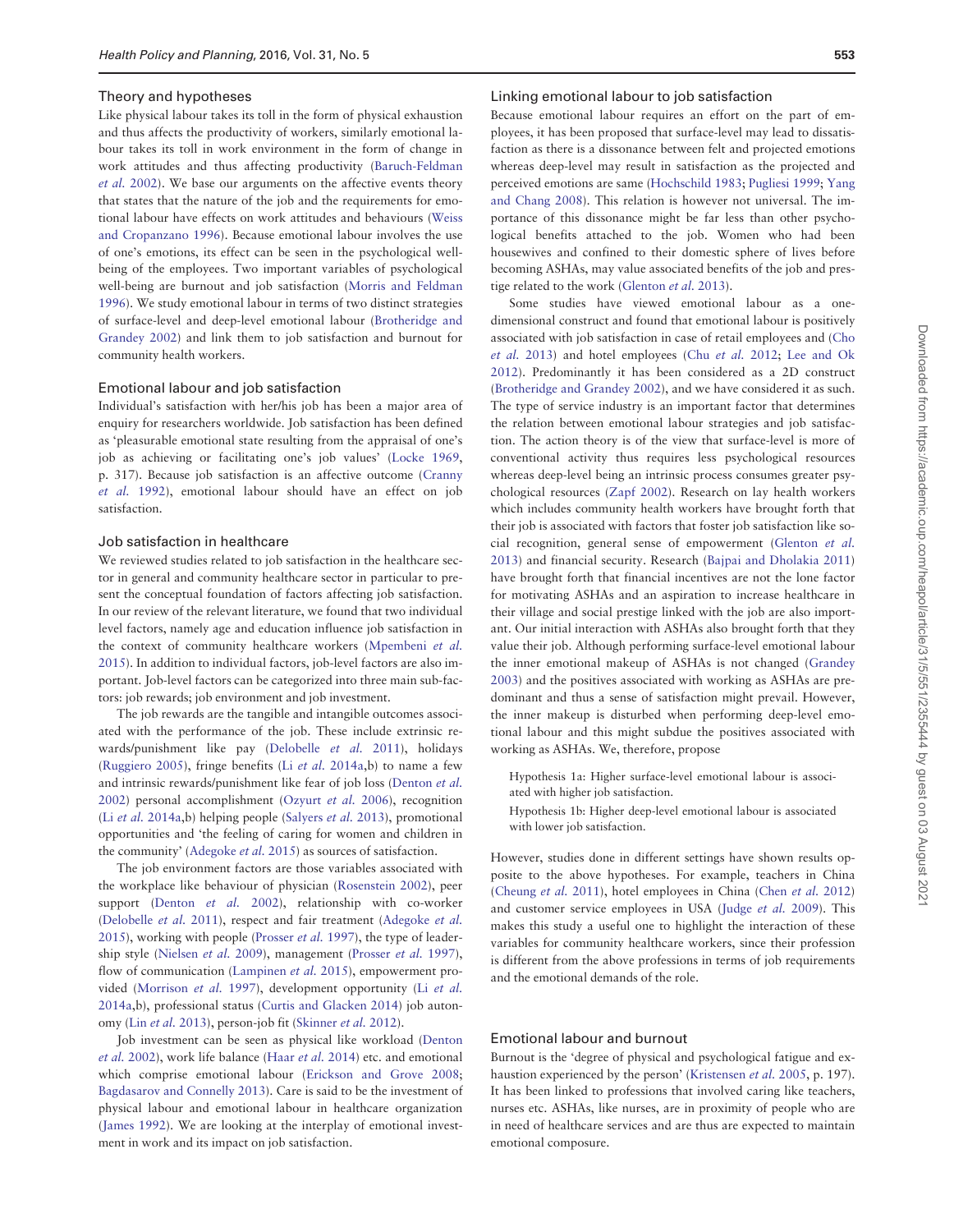## Theory and hypotheses

Like physical labour takes its toll in the form of physical exhaustion and thus affects the productivity of workers, similarly emotional labour takes its toll in work environment in the form of change in work attitudes and thus affecting productivity (Baruch-Feldman *et al.* 2002). We base our arguments on the affective events theory that states that the nature of the job and the requirements for emotional labour have effects on work attitudes and behaviours (Weiss and Cropanzano 1996). Because emotional labour involves the use of one's emotions, its effect can be seen in the psychological well-being of the employees. Two important variables of psychological well-being are burnout and job satisfaction (Morris and Feldman 1996). We study emotional labour in terms of two distinct strategies of surface-level and deep-level emotional labour (Brotheridge and Grandey 2002) and link them to job satisfaction and burnout for community health workers.

### Emotional labour and job satisfaction

Individual's satisfaction with her/his job has been a major area of enquiry for researchers worldwide. Job satisfaction has been defined as 'pleasurable emotional state resulting from the appraisal of one's job as achieving or facilitating one's job values' (Locke 1969, p. 317). Because job satisfaction is an affective outcome (Cranny *et al.* 1992), emotional labour should have an effect on job satisfaction.

### Job satisfaction in healthcare

We reviewed studies related to job satisfaction in the healthcare sector in general and community healthcare sector in particular to present the conceptual foundation of factors affecting job satisfaction. In our review of the relevant literature, we found that two individual level factors, namely age and education influence job satisfaction in the context of community healthcare workers (Mpembeni *et al.* 2015). In addition to individual factors, job-level factors are also important. Job-level factors can be categorized into three main sub-factors: job rewards; job environment and job investment.

The job rewards are the tangible and intangible outcomes associated with the performance of the job. These include extrinsic rewards/punishment like pay (Delobelle *et al.* 2011), holidays (Ruggiero 2005), fringe benefits (Li *et al.* 2014a,b) to name a few and intrinsic rewards/punishment like fear of job loss (Denton *et al.* 2002) personal accomplishment (Ozyurt *et al.* 2006), recognition (Li *et al.* 2014a,b) helping people (Salyers *et al.* 2013), promotional opportunities and 'the feeling of caring for women and children in the community' (Adegoke *et al.* 2015) as sources of satisfaction.

The job environment factors are those variables associated with the workplace like behaviour of physician (Rosenstein 2002), peer support (Denton *et al.* 2002), relationship with co-worker (Delobelle *et al.* 2011), respect and fair treatment (Adegoke *et al.* 2015), working with people (Prosser *et al.* 1997), the type of leadership style (Nielsen *et al.* 2009), management (Prosser *et al.* 1997), flow of communication (Lampinen *et al.* 2015), empowerment provided (Morrison *et al.* 1997), development opportunity (Li *et al.* 2014a,b), professional status (Curtis and Glacken 2014) job autonomy (Lin *et al.* 2013), person-job fit (Skinner *et al.* 2012).

Job investment can be seen as physical like workload (Denton *et al.* 2002), work life balance (Haar *et al.* 2014) etc. and emotional which comprise emotional labour (Erickson and Grove 2008; Bagdasarov and Connelly 2013). Care is said to be the investment of physical labour and emotional labour in healthcare organization (James 1992). We are looking at the interplay of emotional investment in work and its impact on job satisfaction.

### Linking emotional labour to job satisfaction

Because emotional labour requires an effort on the part of employees, it has been proposed that surface-level may lead to dissatisfaction as there is a dissonance between felt and projected emotions whereas deep-level may result in satisfaction as the projected and perceived emotions are same (Hochschild 1983; Pugliesi 1999; Yang and Chang 2008). This relation is however not universal. The importance of this dissonance might be far less than other psychological benefits attached to the job. Women who had been housewives and confined to their domestic sphere of lives before becoming ASHAs, may value associated benefits of the job and prestige related to the work (Glenton *et al.* 2013).

Some studies have viewed emotional labour as a one-dimensional construct and found that emotional labour is positively associated with job satisfaction in case of retail employees and (Cho *et al.* 2013) and hotel employees (Chu *et al.* 2012; Lee and Ok 2012). Predominantly it has been considered as a 2D construct (Brotheridge and Grandey 2002), and we have considered it as such. The type of service industry is an important factor that determines the relation between emotional labour strategies and job satisfaction. The action theory is of the view that surface-level is more of conventional activity thus requires less psychological resources whereas deep-level being an intrinsic process consumes greater psychological resources (Zapf 2002). Research on lay health workers which includes community health workers have brought forth that their job is associated with factors that foster job satisfaction like social recognition, general sense of empowerment (Glenton *et al.* 2013) and financial security. Research (Bajpai and Dholakia 2011) have brought forth that financial incentives are not the lone factor for motivating ASHAs and an aspiration to increase healthcare in their village and social prestige linked with the job are also important. Our initial interaction with ASHAs also brought forth that they value their job. Although performing surface-level emotional labour the inner emotional makeup of ASHAs is not changed (Grandey 2003) and the positives associated with working as ASHAs are predominant and thus a sense of satisfaction might prevail. However, the inner makeup is disturbed when performing deep-level emotional labour and this might subdue the positives associated with working as ASHAs. We, therefore, propose

> Hypothesis 1a: Higher surface-level emotional labour is associated with higher job satisfaction.
>
> Hypothesis 1b: Higher deep-level emotional labour is associated with lower job satisfaction.

However, studies done in different settings have shown results opposite to the above hypotheses. For example, teachers in China (Cheung *et al.* 2011), hotel employees in China (Chen *et al.* 2012) and customer service employees in USA (Judge *et al.* 2009). This makes this study a useful one to highlight the interaction of these variables for community healthcare workers, since their profession is different from the above professions in terms of job requirements and the emotional demands of the role.

### Emotional labour and burnout

Burnout is the 'degree of physical and psychological fatigue and exhaustion experienced by the person' (Kristensen *et al.* 2005, p. 197). It has been linked to professions that involved caring like teachers, nurses etc. ASHAs, like nurses, are in proximity of people who are in need of healthcare services and are thus are expected to maintain emotional composure.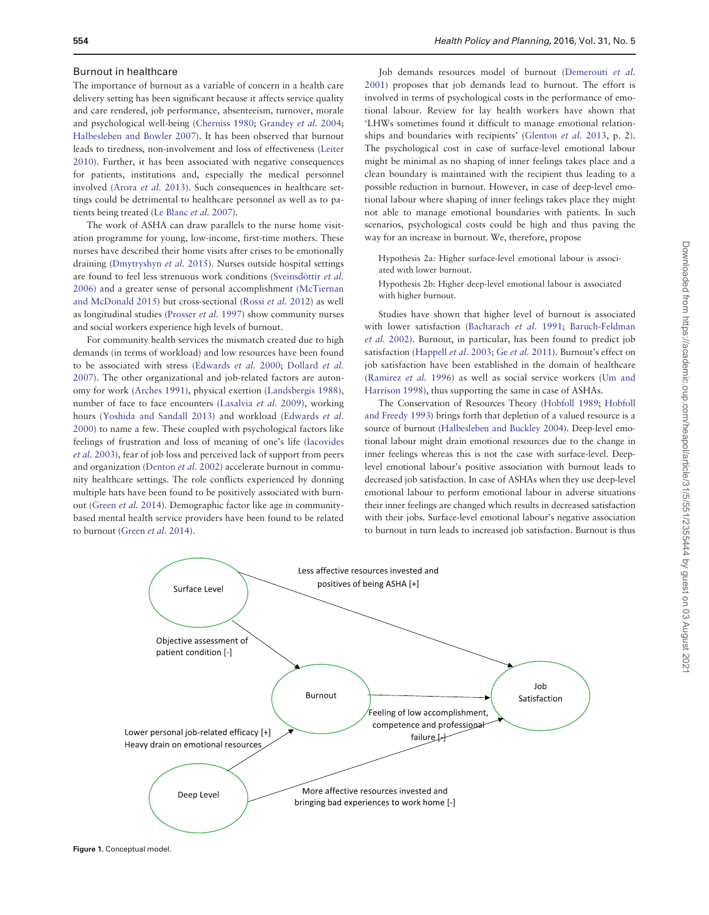## Burnout in healthcare

The importance of burnout as a variable of concern in a health care delivery setting has been significant because it affects service quality and care rendered, job performance, absenteeism, turnover, morale and psychological well-being (Cherniss 1980; Grandey *et al.* 2004; Halbesleben and Bowler 2007). It has been observed that burnout leads to tiredness, non-involvement and loss of effectiveness (Leiter 2010). Further, it has been associated with negative consequences for patients, institutions and, especially the medical personnel involved (Arora *et al.* 2013). Such consequences in healthcare settings could be detrimental to healthcare personnel as well as to patients being treated (Le Blanc *et al.* 2007).

The work of ASHA can draw parallels to the nurse home visitation programme for young, low-income, first-time mothers. These nurses have described their home visits after crises to be emotionally draining (Dmytryshyn *et al.* 2015). Nurses outside hospital settings are found to feel less strenuous work conditions (Sveinsdóttir *et al.* 2006) and a greater sense of personal accomplishment (McTiernan and McDonald 2015) but cross-sectional (Rossi *et al.* 2012) as well as longitudinal studies (Prosser *et al.* 1997) show community nurses and social workers experience high levels of burnout.

For community health services the mismatch created due to high demands (in terms of workload) and low resources have been found to be associated with stress (Edwards *et al.* 2000; Dollard *et al.* 2007). The other organizational and job-related factors are autonomy for work (Arches 1991), physical exertion (Landsbergis 1988), number of face to face encounters (Lasalvia *et al.* 2009), working hours (Yoshida and Sandall 2013) and workload (Edwards *et al.* 2000) to name a few. These coupled with psychological factors like feelings of frustration and loss of meaning of one's life (Iacovides *et al.* 2003), fear of job loss and perceived lack of support from peers and organization (Denton *et al.* 2002) accelerate burnout in community healthcare settings. The role conflicts experienced by donning multiple hats have been found to be positively associated with burnout (Green *et al.* 2014). Demographic factor like age in community-based mental health service providers have been found to be related to burnout (Green *et al.* 2014).

Job demands resources model of burnout (Demerouti *et al.* 2001) proposes that job demands lead to burnout. The effort is involved in terms of psychological costs in the performance of emotional labour. Review for lay health workers have shown that 'LHWs sometimes found it difficult to manage emotional relationships and boundaries with recipients' (Glenton *et al.* 2013, p. 2). The psychological cost in case of surface-level emotional labour might be minimal as no shaping of inner feelings takes place and a clean boundary is maintained with the recipient thus leading to a possible reduction in burnout. However, in case of deep-level emotional labour where shaping of inner feelings takes place they might not able to manage emotional boundaries with patients. In such scenarios, psychological costs could be high and thus paving the way for an increase in burnout. We, therefore, propose

> Hypothesis 2a: Higher surface-level emotional labour is associated with lower burnout.
>
> Hypothesis 2b: Higher deep-level emotional labour is associated with higher burnout.

Studies have shown that higher level of burnout is associated with lower satisfaction (Bacharach *et al.* 1991; Baruch-Feldman *et al.* 2002). Burnout, in particular, has been found to predict job satisfaction (Happell *et al.* 2003; Ge *et al.* 2011). Burnout's effect on job satisfaction have been established in the domain of healthcare (Ramirez *et al.* 1996) as well as social service workers (Um and Harrison 1998), thus supporting the same in case of ASHAs.

The Conservation of Resources Theory (Hobfoll 1989; Hobfoll and Freedy 1993) brings forth that depletion of a valued resource is a source of burnout (Halbesleben and Buckley 2004). Deep-level emotional labour might drain emotional resources due to the change in inner feelings whereas this is not the case with surface-level. Deep-level emotional labour's positive association with burnout leads to decreased job satisfaction. In case of ASHAs when they use deep-level emotional labour to perform emotional labour in adverse situations their inner feelings are changed which results in decreased satisfaction with their jobs. Surface-level emotional labour's negative association to burnout in turn leads to increased job satisfaction. Burnout is thus

Figure 1. Conceptual model.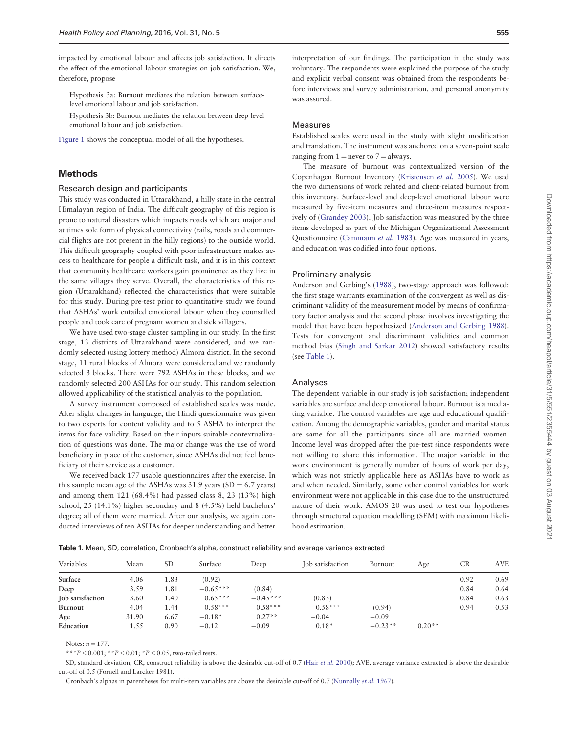impacted by emotional labour and affects job satisfaction. It directs the effect of the emotional labour strategies on job satisfaction. We, therefore, propose

Hypothesis 3a: Burnout mediates the relation between surface-level emotional labour and job satisfaction.

Hypothesis 3b: Burnout mediates the relation between deep-level emotional labour and job satisfaction.

Figure 1 shows the conceptual model of all the hypotheses.

## Methods

### Research design and participants

This study was conducted in Uttarakhand, a hilly state in the central Himalayan region of India. The difficult geography of this region is prone to natural disasters which impacts roads which are major and at times sole form of physical connectivity (rails, roads and commercial flights are not present in the hilly regions) to the outside world. This difficult geography coupled with poor infrastructure makes access to healthcare for people a difficult task, and it is in this context that community healthcare workers gain prominence as they live in the same villages they serve. Overall, the characteristics of this region (Uttarakhand) reflected the characteristics that were suitable for this study. During pre-test prior to quantitative study we found that ASHAs' work entailed emotional labour when they counselled people and took care of pregnant women and sick villagers.

We have used two-stage cluster sampling in our study. In the first stage, 13 districts of Uttarakhand were considered, and we randomly selected (using lottery method) Almora district. In the second stage, 11 rural blocks of Almora were considered and we randomly selected 3 blocks. There were 792 ASHAs in these blocks, and we randomly selected 200 ASHAs for our study. This random selection allowed applicability of the statistical analysis to the population.

A survey instrument composed of established scales was made. After slight changes in language, the Hindi questionnaire was given to two experts for content validity and to 5 ASHA to interpret the items for face validity. Based on their inputs suitable contextualization of questions was done. The major change was the use of word beneficiary in place of the customer, since ASHAs did not feel beneficiary of their service as a customer.

We received back 177 usable questionnaires after the exercise. In this sample mean age of the ASHAs was 31.9 years (SD = 6.7 years) and among them 121 (68.4%) had passed class 8, 23 (13%) high school, 25 (14.1%) higher secondary and 8 (4.5%) held bachelors' degree; all of them were married. After our analysis, we again conducted interviews of ten ASHAs for deeper understanding and better interpretation of our findings. The participation in the study was voluntary. The respondents were explained the purpose of the study and explicit verbal consent was obtained from the respondents before interviews and survey administration, and personal anonymity was assured.

### Measures

Established scales were used in the study with slight modification and translation. The instrument was anchored on a seven-point scale ranging from 1 = never to 7 = always.

The measure of burnout was contextualized version of the Copenhagen Burnout Inventory (Kristensen *et al.* 2005). We used the two dimensions of work related and client-related burnout from this inventory. Surface-level and deep-level emotional labour were measured by five-item measures and three-item measures respectively of (Grandey 2003). Job satisfaction was measured by the three items developed as part of the Michigan Organizational Assessment Questionnaire (Cammann *et al.* 1983). Age was measured in years, and education was codified into four options.

### Preliminary analysis

Anderson and Gerbing's (1988), two-stage approach was followed: the first stage warrants examination of the convergent as well as discriminant validity of the measurement model by means of confirmatory factor analysis and the second phase involves investigating the model that have been hypothesized (Anderson and Gerbing 1988). Tests for convergent and discriminant validities and common method bias (Singh and Sarkar 2012) showed satisfactory results (see Table 1).

### Analyses

The dependent variable in our study is job satisfaction; independent variables are surface and deep emotional labour. Burnout is a mediating variable. The control variables are age and educational qualification. Among the demographic variables, gender and marital status are same for all the participants since all are married women. Income level was dropped after the pre-test since respondents were not willing to share this information. The major variable in the work environment is generally number of hours of work per day, which was not strictly applicable here as ASHAs have to work as and when needed. Similarly, some other control variables for work environment were not applicable in this case due to the unstructured nature of their work. AMOS 20 was used to test our hypotheses through structural equation modelling (SEM) with maximum likelihood estimation.

**Table 1.** Mean, SD, correlation, Cronbach's alpha, construct reliability and average variance extracted

| Variables | Mean | SD | Surface | Deep | Job satisfaction | Burnout | Age | CR | AVE |
|---|---|---|---|---|---|---|---|---|---|
| **Surface** | 4.06 | 1.83 | (0.92) | | | | | 0.92 | 0.69 |
| **Deep** | 3.59 | 1.81 | −0.65*** | (0.84) | | | | 0.84 | 0.64 |
| **Job satisfaction** | 3.60 | 1.40 | 0.65*** | −0.45*** | (0.83) | | | 0.84 | 0.63 |
| **Burnout** | 4.04 | 1.44 | −0.58*** | 0.58*** | −0.58*** | (0.94) | | 0.94 | 0.53 |
| **Age** | 31.90 | 6.67 | −0.18* | 0.27** | −0.04 | −0.09 | | | |
| **Education** | 1.55 | 0.90 | −0.12 | −0.09 | 0.18* | −0.23** | 0.20** | | |

Notes: $n = 177$.

***$P \leq 0.001$; **$P \leq 0.01$; *$P \leq 0.05$, two-tailed tests.

SD, standard deviation; CR, construct reliability is above the desirable cut-off of 0.7 (Hair *et al.* 2010); AVE, average variance extracted is above the desirable cut-off of 0.5 (Fornell and Larcker 1981).

Cronbach's alphas in parentheses for multi-item variables are above the desirable cut-off of 0.7 (Nunnally *et al.* 1967).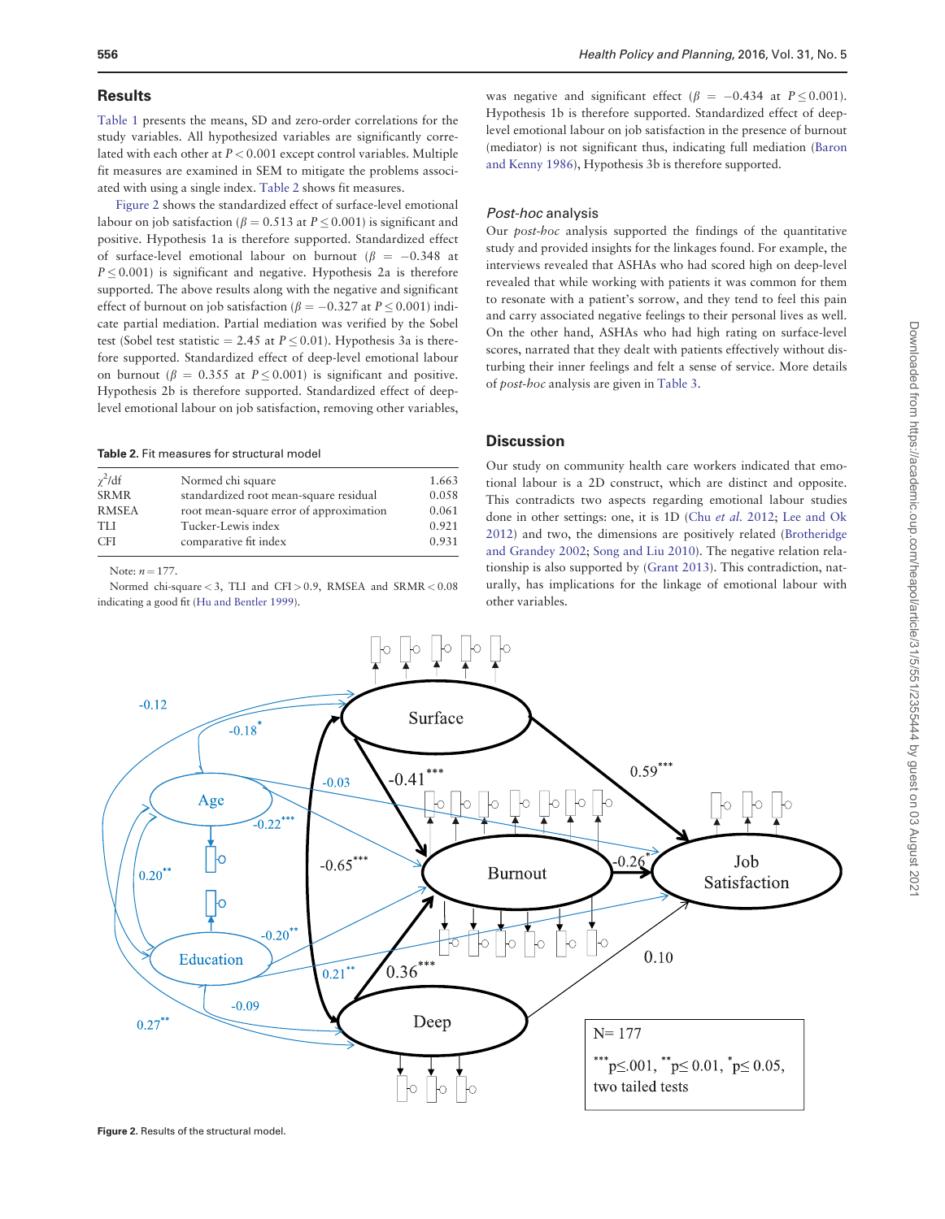## Results

Table 1 presents the means, SD and zero-order correlations for the study variables. All hypothesized variables are significantly correlated with each other at $P < 0.001$ except control variables. Multiple fit measures are examined in SEM to mitigate the problems associated with using a single index. Table 2 shows fit measures.

Figure 2 shows the standardized effect of surface-level emotional labour on job satisfaction ($\beta = 0.513$ at $P \leq 0.001$) is significant and positive. Hypothesis 1a is therefore supported. Standardized effect of surface-level emotional labour on burnout ($\beta = -0.348$ at $P \leq 0.001$) is significant and negative. Hypothesis 2a is therefore supported. The above results along with the negative and significant effect of burnout on job satisfaction ($\beta = -0.327$ at $P \leq 0.001$) indicate partial mediation. Partial mediation was verified by the Sobel test (Sobel test statistic = 2.45 at $P \leq 0.01$). Hypothesis 3a is therefore supported. Standardized effect of deep-level emotional labour on burnout ($\beta = 0.355$ at $P \leq 0.001$) is significant and positive. Hypothesis 2b is therefore supported. Standardized effect of deep-level emotional labour on job satisfaction, removing other variables, was negative and significant effect ($\beta = -0.434$ at $P \leq 0.001$). Hypothesis 1b is therefore supported. Standardized effect of deep-level emotional labour on job satisfaction in the presence of burnout (mediator) is not significant thus, indicating full mediation (Baron and Kenny 1986), Hypothesis 3b is therefore supported.

**Table 2.** Fit measures for structural model

| | | |
|---|---|---|
| $\chi^2$/df | Normed chi square | 1.663 |
| SRMR | standardized root mean-square residual | 0.058 |
| RMSEA | root mean-square error of approximation | 0.061 |
| TLI | Tucker-Lewis index | 0.921 |
| CFI | comparative fit index | 0.931 |

Note: $n = 177$.

Normed chi-square < 3, TLI and CFI > 0.9, RMSEA and SRMR < 0.08 indicating a good fit (Hu and Bentler 1999).

### *Post-hoc* analysis

Our *post-hoc* analysis supported the findings of the quantitative study and provided insights for the linkages found. For example, the interviews revealed that ASHAs who had scored high on deep-level revealed that while working with patients it was common for them to resonate with a patient's sorrow, and they tend to feel this pain and carry associated negative feelings to their personal lives as well. On the other hand, ASHAs who had high rating on surface-level scores, narrated that they dealt with patients effectively without disturbing their inner feelings and felt a sense of service. More details of *post-hoc* analysis are given in Table 3.

## Discussion

Our study on community health care workers indicated that emotional labour is a 2D construct, which are distinct and opposite. This contradicts two aspects regarding emotional labour studies done in other settings: one, it is 1D (Chu *et al.* 2012; Lee and Ok 2012) and two, the dimensions are positively related (Brotheridge and Grandey 2002; Song and Liu 2010). The negative relation relationship is also supported by (Grant 2013). This contradiction, naturally, has implications for the linkage of emotional labour with other variables.

**Figure 2.** Results of the structural model.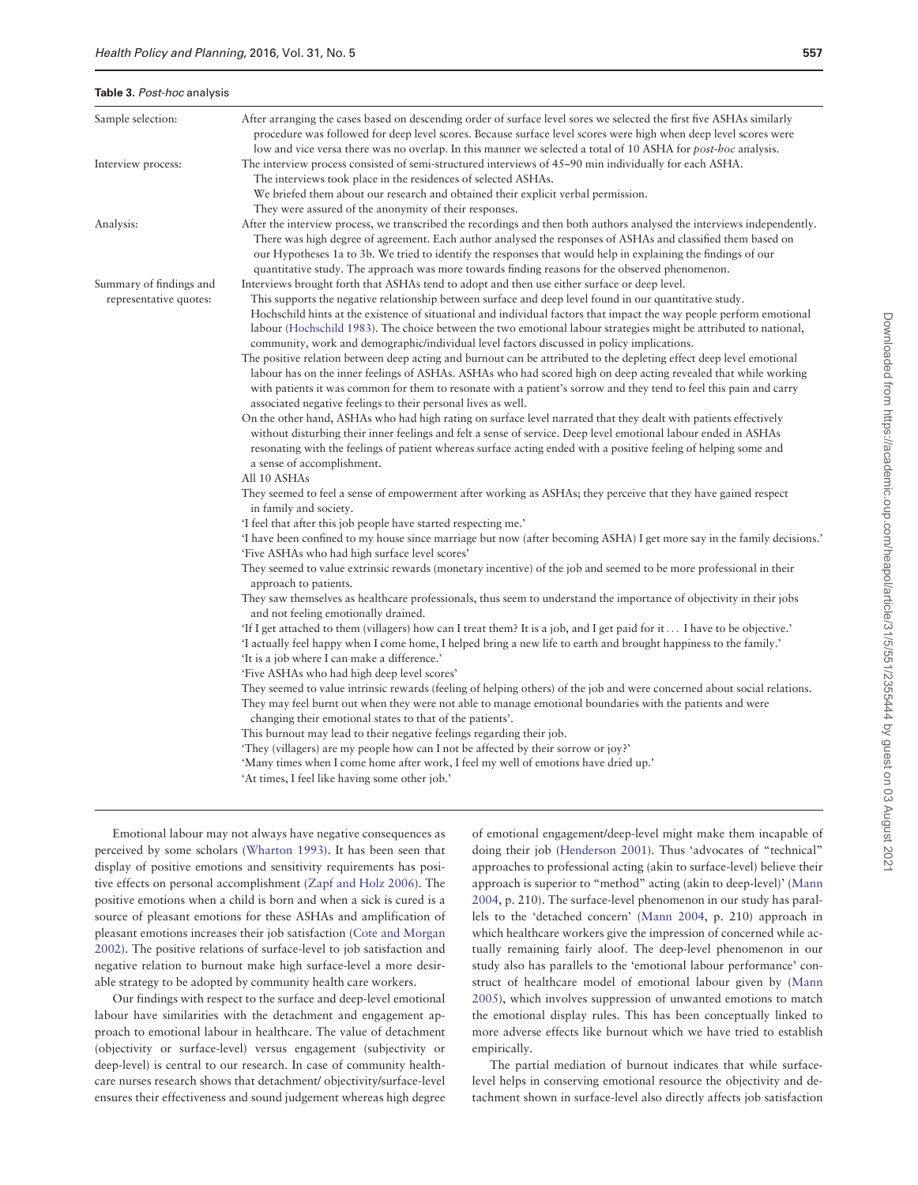**Table 3.** *Post-hoc* analysis

| | |
|---|---|
| Sample selection: | After arranging the cases based on descending order of surface level sores we selected the first five ASHAs similarly procedure was followed for deep level scores. Because surface level scores were high when deep level scores were low and vice versa there was no overlap. In this manner we selected a total of 10 ASHA for *post-hoc* analysis. |
| Interview process: | The interview process consisted of semi-structured interviews of 45–90 min individually for each ASHA. The interviews took place in the residences of selected ASHAs. We briefed them about our research and obtained their explicit verbal permission. They were assured of the anonymity of their responses. |
| Analysis: | After the interview process, we transcribed the recordings and then both authors analysed the interviews independently. There was high degree of agreement. Each author analysed the responses of ASHAs and classified them based on our Hypotheses 1a to 3b. We tried to identify the responses that would help in explaining the findings of our quantitative study. The approach was more towards finding reasons for the observed phenomenon. |
| Summary of findings and representative quotes: | Interviews brought forth that ASHAs tend to adopt and then use either surface or deep level. This supports the negative relationship between surface and deep level found in our quantitative study. Hochschild hints at the existence of situational and individual factors that impact the way people perform emotional labour (Hochschild 1983). The choice between the two emotional labour strategies might be attributed to national, community, work and demographic/individual level factors discussed in policy implications. The positive relation between deep acting and burnout can be attributed to the depleting effect deep level emotional labour has on the inner feelings of ASHAs. ASHAs who had scored high on deep acting revealed that while working with patients it was common for them to resonate with a patient's sorrow and they tend to feel this pain and carry associated negative feelings to their personal lives as well. On the other hand, ASHAs who had high rating on surface level narrated that they dealt with patients effectively without disturbing their inner feelings and felt a sense of service. Deep level emotional labour ended in ASHAs resonating with the feelings of patient whereas surface acting ended with a positive feeling of helping some and a sense of accomplishment.<br>All 10 ASHAs<br>They seemed to feel a sense of empowerment after working as ASHAs; they perceive that they have gained respect in family and society.<br>'I feel that after this job people have started respecting me.'<br>'I have been confined to my house since marriage but now (after becoming ASHA) I get more say in the family decisions.'<br>'Five ASHAs who had high surface level scores'<br>They seemed to value extrinsic rewards (monetary incentive) of the job and seemed to be more professional in their approach to patients.<br>They saw themselves as healthcare professionals, thus seem to understand the importance of objectivity in their jobs and not feeling emotionally drained.<br>'If I get attached to them (villagers) how can I treat them? It is a job, and I get paid for it ... I have to be objective.'<br>'I actually feel happy when I come home, I helped bring a new life to earth and brought happiness to the family.'<br>'It is a job where I can make a difference.'<br>'Five ASHAs who had high deep level scores'<br>They seemed to value intrinsic rewards (feeling of helping others) of the job and were concerned about social relations.<br>They may feel burnt out when they were not able to manage emotional boundaries with the patients and were changing their emotional states to that of the patients'.<br>This burnout may lead to their negative feelings regarding their job.<br>'They (villagers) are my people how can I not be affected by their sorrow or joy?'<br>'Many times when I come home after work, I feel my well of emotions have dried up.'<br>'At times, I feel like having some other job.' |

Emotional labour may not always have negative consequences as perceived by some scholars (Wharton 1993). It has been seen that display of positive emotions and sensitivity requirements has positive effects on personal accomplishment (Zapf and Holz 2006). The positive emotions when a child is born and when a sick is cured is a source of pleasant emotions for these ASHAs and amplification of pleasant emotions increases their job satisfaction (Cote and Morgan 2002). The positive relations of surface-level to job satisfaction and negative relation to burnout make high surface-level a more desirable strategy to be adopted by community health care workers.

Our findings with respect to the surface and deep-level emotional labour have similarities with the detachment and engagement approach to emotional labour in healthcare. The value of detachment (objectivity or surface-level) versus engagement (subjectivity or deep-level) is central to our research. In case of community healthcare nurses research shows that detachment/ objectivity/surface-level ensures their effectiveness and sound judgement whereas high degree of emotional engagement/deep-level might make them incapable of doing their job (Henderson 2001). Thus 'advocates of "technical" approaches to professional acting (akin to surface-level) believe their approach is superior to "method" acting (akin to deep-level)' (Mann 2004, p. 210). The surface-level phenomenon in our study has parallels to the 'detached concern' (Mann 2004, p. 210) approach in which healthcare workers give the impression of concerned while actually remaining fairly aloof. The deep-level phenomenon in our study also has parallels to the 'emotional labour performance' construct of healthcare model of emotional labour given by (Mann 2005), which involves suppression of unwanted emotions to match the emotional display rules. This has been conceptually linked to more adverse effects like burnout which we have tried to establish empirically.

The partial mediation of burnout indicates that while surface-level helps in conserving emotional resource the objectivity and detachment shown in surface-level also directly affects job satisfaction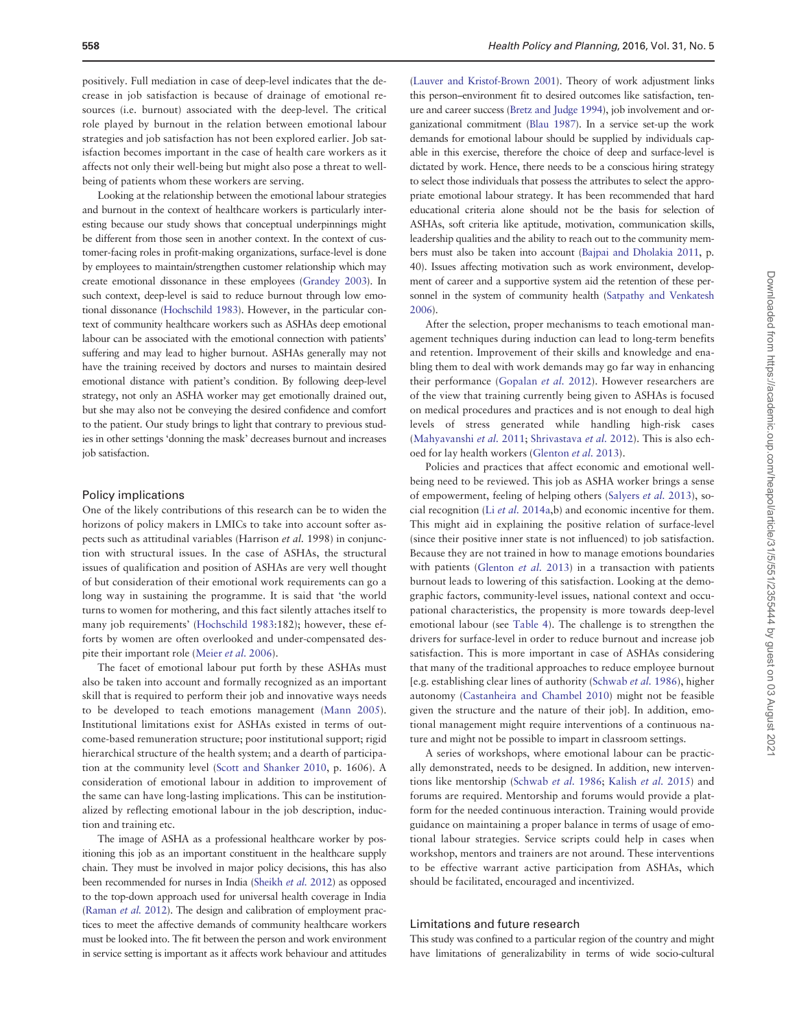positively. Full mediation in case of deep-level indicates that the decrease in job satisfaction is because of drainage of emotional resources (i.e. burnout) associated with the deep-level. The critical role played by burnout in the relation between emotional labour strategies and job satisfaction has not been explored earlier. Job satisfaction becomes important in the case of health care workers as it affects not only their well-being but might also pose a threat to well-being of patients whom these workers are serving.

Looking at the relationship between the emotional labour strategies and burnout in the context of healthcare workers is particularly interesting because our study shows that conceptual underpinnings might be different from those seen in another context. In the context of customer-facing roles in profit-making organizations, surface-level is done by employees to maintain/strengthen customer relationship which may create emotional dissonance in these employees (Grandey 2003). In such context, deep-level is said to reduce burnout through low emotional dissonance (Hochschild 1983). However, in the particular context of community healthcare workers such as ASHAs deep emotional labour can be associated with the emotional connection with patients' suffering and may lead to higher burnout. ASHAs generally may not have the training received by doctors and nurses to maintain desired emotional distance with patient's condition. By following deep-level strategy, not only an ASHA worker may get emotionally drained out, but she may also not be conveying the desired confidence and comfort to the patient. Our study brings to light that contrary to previous studies in other settings 'donning the mask' decreases burnout and increases job satisfaction.

## Policy implications

One of the likely contributions of this research can be to widen the horizons of policy makers in LMICs to take into account softer aspects such as attitudinal variables (Harrison *et al.* 1998) in conjunction with structural issues. In the case of ASHAs, the structural issues of qualification and position of ASHAs are very well thought of but consideration of their emotional work requirements can go a long way in sustaining the programme. It is said that 'the world turns to women for mothering, and this fact silently attaches itself to many job requirements' (Hochschild 1983:182); however, these efforts by women are often overlooked and under-compensated despite their important role (Meier *et al.* 2006).

The facet of emotional labour put forth by these ASHAs must also be taken into account and formally recognized as an important skill that is required to perform their job and innovative ways needs to be developed to teach emotions management (Mann 2005). Institutional limitations exist for ASHAs existed in terms of outcome-based remuneration structure; poor institutional support; rigid hierarchical structure of the health system; and a dearth of participation at the community level (Scott and Shanker 2010, p. 1606). A consideration of emotional labour in addition to improvement of the same can have long-lasting implications. This can be institutionalized by reflecting emotional labour in the job description, induction and training etc.

The image of ASHA as a professional healthcare worker by positioning this job as an important constituent in the healthcare supply chain. They must be involved in major policy decisions, this has also been recommended for nurses in India (Sheikh *et al.* 2012) as opposed to the top-down approach used for universal health coverage in India (Raman *et al.* 2012). The design and calibration of employment practices to meet the affective demands of community healthcare workers must be looked into. The fit between the person and work environment in service setting is important as it affects work behaviour and attitudes (Lauver and Kristof-Brown 2001). Theory of work adjustment links this person–environment fit to desired outcomes like satisfaction, tenure and career success (Bretz and Judge 1994), job involvement and organizational commitment (Blau 1987). In a service set-up the work demands for emotional labour should be supplied by individuals capable in this exercise, therefore the choice of deep and surface-level is dictated by work. Hence, there needs to be a conscious hiring strategy to select those individuals that possess the attributes to select the appropriate emotional labour strategy. It has been recommended that hard educational criteria alone should not be the basis for selection of ASHAs, soft criteria like aptitude, motivation, communication skills, leadership qualities and the ability to reach out to the community members must also be taken into account (Bajpai and Dholakia 2011, p. 40). Issues affecting motivation such as work environment, development of career and a supportive system aid the retention of these personnel in the system of community health (Satpathy and Venkatesh 2006).

After the selection, proper mechanisms to teach emotional management techniques during induction can lead to long-term benefits and retention. Improvement of their skills and knowledge and enabling them to deal with work demands may go far way in enhancing their performance (Gopalan *et al.* 2012). However researchers are of the view that training currently being given to ASHAs is focused on medical procedures and practices and is not enough to deal high levels of stress generated while handling high-risk cases (Mahyavanshi *et al.* 2011; Shrivastava *et al.* 2012). This is also echoed for lay health workers (Glenton *et al.* 2013).

Policies and practices that affect economic and emotional well-being need to be reviewed. This job as ASHA worker brings a sense of empowerment, feeling of helping others (Salyers *et al.* 2013), social recognition (Li *et al.* 2014a,b) and economic incentive for them. This might aid in explaining the positive relation of surface-level (since their positive inner state is not influenced) to job satisfaction. Because they are not trained in how to manage emotions boundaries with patients (Glenton *et al.* 2013) in a transaction with patients burnout leads to lowering of this satisfaction. Looking at the demographic factors, community-level issues, national context and occupational characteristics, the propensity is more towards deep-level emotional labour (see Table 4). The challenge is to strengthen the drivers for surface-level in order to reduce burnout and increase job satisfaction. This is more important in case of ASHAs considering that many of the traditional approaches to reduce employee burnout [e.g. establishing clear lines of authority (Schwab *et al.* 1986), higher autonomy (Castanheira and Chambel 2010) might not be feasible given the structure and the nature of their job]. In addition, emotional management might require interventions of a continuous nature and might not be possible to impart in classroom settings.

A series of workshops, where emotional labour can be practically demonstrated, needs to be designed. In addition, new interventions like mentorship (Schwab *et al.* 1986; Kalish *et al.* 2015) and forums are required. Mentorship and forums would provide a platform for the needed continuous interaction. Training would provide guidance on maintaining a proper balance in terms of usage of emotional labour strategies. Service scripts could help in cases when workshop, mentors and trainers are not around. These interventions to be effective warrant active participation from ASHAs, which should be facilitated, encouraged and incentivized.

## Limitations and future research

This study was confined to a particular region of the country and might have limitations of generalizability in terms of wide socio-cultural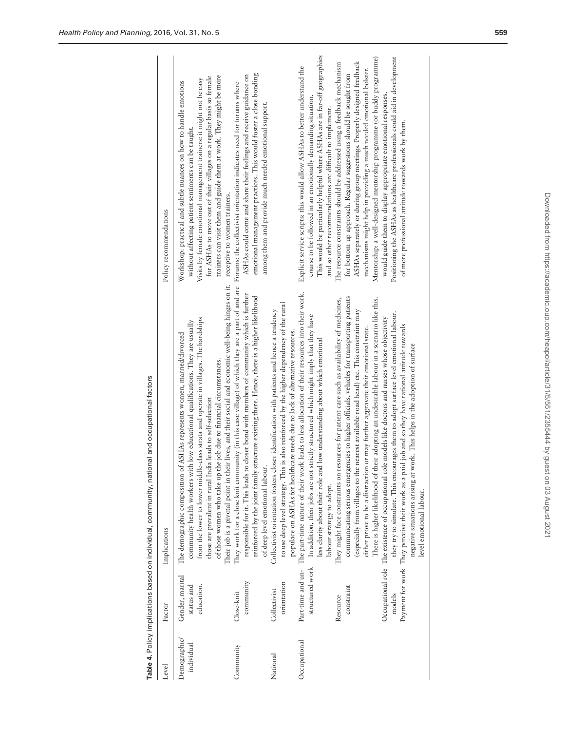**Table 4.** Policy implications based on individual, community, national and occupational factors

| Level | Factor | Implications | Policy recommendations |
|---|---|---|---|
| Demographic/ individual | Gender, marital status and education. | The demographic composition of ASHAs represents women, married/divorced community health workers with low educational qualifications. They are usually from the lower to lower middle-class strata and operate in villages. The hardships those are prevalent in rural India leads to self-selection of those women who take up the job due to financial circumstances. Their job is a pivotal point in their lives, and their social and economic well-being hinges on it. | Workshop: practical and subtle nuances on how to handle emotions without affecting patient sentiments can be taught. Visits by female emotional management trainers: it might not be easy for ASHAs to move out of their villages on a regular basis so female trainers can visit them and guide them at work. They might be more receptive to women trainers. |
| Community | Close-knit community | They work for a close knit community (in this case village) of which they are a part of and are responsible for it. This leads to closer bond with members of community which is further reinforced by the joint family structure existing there. Hence, there is a higher likelihood of deep level emotional labour. | Forums: the collectivist orientation indicates need for forums where ASHAs could come and share their feelings and receive guidance on emotional management practices. This would foster a close bonding among them and provide much needed emotional support. |
| National | Collectivist orientation | Collectivist orientation fosters closer identification with patients and hence a tendency to use deep level strategy. This is also reinforced by the higher dependency of the rural populace on ASHAs for healthcare needs due to lack of alternative resources. | |
| Occupational | Part-time and un-structured work | The part-time nature of their work leads to less allocation of their resources into their work. In addition, their jobs are not strictly structured which might imply that they have less clarity about their role and low understanding about which emotional labour strategy to adopt. | Explicit service scripts: this would allow ASHAs to better understand the course to be followed in an emotionally demanding situation. This would be particularly helpful where ASHAs are in far-off geographies and so other recommendations are difficult to implement. |
| | Resource constraint | They might face constraints on resources for patient care such as availability of medicines, communicating serious emergencies to higher officials, vehicles for transporting patients (especially from villages to the nearest available road head) etc. This constraint may either prove to be a distraction or may further aggravate their emotional state. There is higher likelihood of their adopting an undesirable labour in a scenario like this. | The resource constraints should be addressed using a feedback mechanism for bottom-up approach. Regular suggestions should be sought from ASHAs separately or during group meetings. Properly designed feedback mechanisms might help in providing a much needed emotional bolster. |
| | Occupational role models | The existence of occupational role models like doctors and nurses whose objectivity they try to simulate. This encourages them to adopt surface level emotional labour. | Mentorship: a well-designed mentorship programme (or buddy programme) would guide them to display appropriate emotional responses. |
| | Payment for work | They perceive their work as a paid job and so they have rational attitude towards negative situations arising at work. This helps in the adoption of surface level emotional labour. | Positioning the ASHAs as healthcare professionals could aid in development of more professional attitude towards work by them. |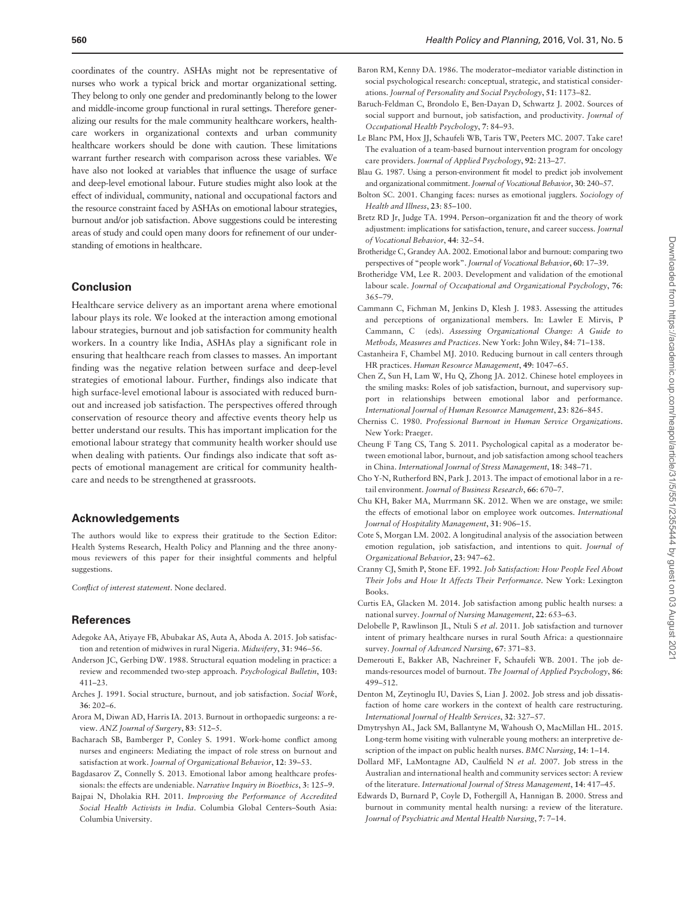coordinates of the country. ASHAs might not be representative of nurses who work a typical brick and mortar organizational setting. They belong to only one gender and predominantly belong to the lower and middle-income group functional in rural settings. Therefore generalizing our results for the male community healthcare workers, healthcare workers in organizational contexts and urban community healthcare workers should be done with caution. These limitations warrant further research with comparison across these variables. We have also not looked at variables that influence the usage of surface and deep-level emotional labour. Future studies might also look at the effect of individual, community, national and occupational factors and the resource constraint faced by ASHAs on emotional labour strategies, burnout and/or job satisfaction. Above suggestions could be interesting areas of study and could open many doors for refinement of our understanding of emotions in healthcare.

## Conclusion

Healthcare service delivery as an important arena where emotional labour plays its role. We looked at the interaction among emotional labour strategies, burnout and job satisfaction for community health workers. In a country like India, ASHAs play a significant role in ensuring that healthcare reach from classes to masses. An important finding was the negative relation between surface and deep-level strategies of emotional labour. Further, findings also indicate that high surface-level emotional labour is associated with reduced burnout and increased job satisfaction. The perspectives offered through conservation of resource theory and affective events theory help us better understand our results. This has important implication for the emotional labour strategy that community health worker should use when dealing with patients. Our findings also indicate that soft aspects of emotional management are critical for community healthcare and needs to be strengthened at grassroots.

## Acknowledgements

The authors would like to express their gratitude to the Section Editor: Health Systems Research, Health Policy and Planning and the three anonymous reviewers of this paper for their insightful comments and helpful suggestions.

*Conflict of interest statement*. None declared.

## References

Adegoke AA, Atiyaye FB, Abubakar AS, Auta A, Aboda A. 2015. Job satisfaction and retention of midwives in rural Nigeria. *Midwifery*, **31**: 946–56.

Anderson JC, Gerbing DW. 1988. Structural equation modeling in practice: a review and recommended two-step approach. *Psychological Bulletin*, **103**: 411–23.

Arches J. 1991. Social structure, burnout, and job satisfaction. *Social Work*, **36**: 202–6.

Arora M, Diwan AD, Harris IA. 2013. Burnout in orthopaedic surgeons: a review. *ANZ Journal of Surgery*, **83**: 512–5.

Bacharach SB, Bamberger P, Conley S. 1991. Work-home conflict among nurses and engineers: Mediating the impact of role stress on burnout and satisfaction at work. *Journal of Organizational Behavior*, **12**: 39–53.

Bagdasarov Z, Connelly S. 2013. Emotional labor among healthcare professionals: the effects are undeniable. *Narrative Inquiry in Bioethics*, **3**: 125–9.

Bajpai N, Dholakia RH. 2011. *Improving the Performance of Accredited Social Health Activists in India*. Columbia Global Centers–South Asia: Columbia University.

Baron RM, Kenny DA. 1986. The moderator–mediator variable distinction in social psychological research: conceptual, strategic, and statistical considerations. *Journal of Personality and Social Psychology*, **51**: 1173–82.

Baruch-Feldman C, Brondolo E, Ben-Dayan D, Schwartz J. 2002. Sources of social support and burnout, job satisfaction, and productivity. *Journal of Occupational Health Psychology*, **7**: 84–93.

Le Blanc PM, Hox JJ, Schaufeli WB, Taris TW, Peeters MC. 2007. Take care! The evaluation of a team-based burnout intervention program for oncology care providers. *Journal of Applied Psychology*, **92**: 213–27.

Blau G. 1987. Using a person-environment fit model to predict job involvement and organizational commitment. *Journal of Vocational Behavior*, **30**: 240–57.

Bolton SC. 2001. Changing faces: nurses as emotional jugglers. *Sociology of Health and Illness*, **23**: 85–100.

Bretz RD Jr, Judge TA. 1994. Person–organization fit and the theory of work adjustment: implications for satisfaction, tenure, and career success. *Journal of Vocational Behavior*, **44**: 32–54.

Brotheridge C, Grandey AA. 2002. Emotional labor and burnout: comparing two perspectives of "people work". *Journal of Vocational Behavior*, **60**: 17–39.

Brotheridge VM, Lee R. 2003. Development and validation of the emotional labour scale. *Journal of Occupational and Organizational Psychology*, **76**: 365–79.

Cammann C, Fichman M, Jenkins D, Klesh J. 1983. Assessing the attitudes and perceptions of organizational members. In: Lawler E Mirvis, P Cammann, C (eds). *Assessing Organizational Change: A Guide to Methods, Measures and Practices*. New York: John Wiley, **84**: 71–138.

Castanheira F, Chambel MJ. 2010. Reducing burnout in call centers through HR practices. *Human Resource Management*, **49**: 1047–65.

Chen Z, Sun H, Lam W, Hu Q, Zhong JA. 2012. Chinese hotel employees in the smiling masks: Roles of job satisfaction, burnout, and supervisory support in relationships between emotional labor and performance. *International Journal of Human Resource Management*, **23**: 826–845.

Cherniss C. 1980. *Professional Burnout in Human Service Organizations*. New York: Praeger.

Cheung F Tang CS, Tang S. 2011. Psychological capital as a moderator between emotional labor, burnout, and job satisfaction among school teachers in China. *International Journal of Stress Management*, **18**: 348–71.

Cho Y-N, Rutherford BN, Park J. 2013. The impact of emotional labor in a retail environment. *Journal of Business Research*, **66**: 670–7.

Chu KH, Baker MA, Murrmann SK. 2012. When we are onstage, we smile: the effects of emotional labor on employee work outcomes. *International Journal of Hospitality Management*, **31**: 906–15.

Cote S, Morgan LM. 2002. A longitudinal analysis of the association between emotion regulation, job satisfaction, and intentions to quit. *Journal of Organizational Behavior*, **23**: 947–62.

Cranny CJ, Smith P, Stone EF. 1992. *Job Satisfaction: How People Feel About Their Jobs and How It Affects Their Performance*. New York: Lexington Books.

Curtis EA, Glacken M. 2014. Job satisfaction among public health nurses: a national survey. *Journal of Nursing Management*, **22**: 653–63.

Delobelle P, Rawlinson JL, Ntuli S *et al*. 2011. Job satisfaction and turnover intent of primary healthcare nurses in rural South Africa: a questionnaire survey. *Journal of Advanced Nursing*, **67**: 371–83.

Demerouti E, Bakker AB, Nachreiner F, Schaufeli WB. 2001. The job demands-resources model of burnout. *The Journal of Applied Psychology*, **86**: 499–512.

Denton M, Zeytinoglu IU, Davies S, Lian J. 2002. Job stress and job dissatisfaction of home care workers in the context of health care restructuring. *International Journal of Health Services*, **32**: 327–57.

Dmytryshyn AL, Jack SM, Ballantyne M, Wahoush O, MacMillan HL. 2015. Long-term home visiting with vulnerable young mothers: an interpretive description of the impact on public health nurses. *BMC Nursing*, **14**: 1–14.

Dollard MF, LaMontagne AD, Caulfield N *et al*. 2007. Job stress in the Australian and international health and community services sector: A review of the literature. *International Journal of Stress Management*, **14**: 417–45.

Edwards D, Burnard P, Coyle D, Fothergill A, Hannigan B. 2000. Stress and burnout in community mental health nursing: a review of the literature. *Journal of Psychiatric and Mental Health Nursing*, **7**: 7–14.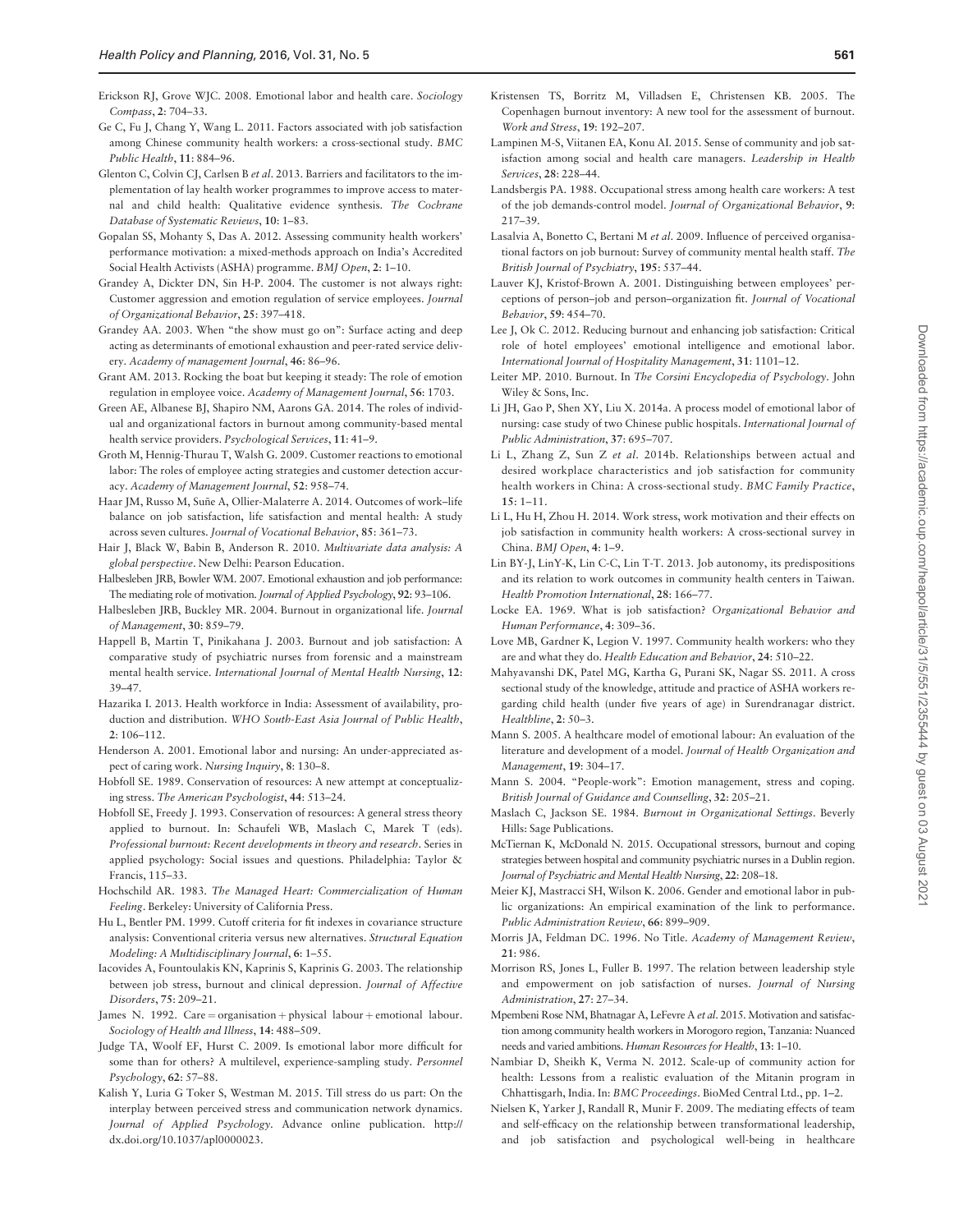Erickson RJ, Grove WJC. 2008. Emotional labor and health care. *Sociology Compass*, **2**: 704–33.

Ge C, Fu J, Chang Y, Wang L. 2011. Factors associated with job satisfaction among Chinese community health workers: a cross-sectional study. *BMC Public Health*, **11**: 884–96.

Glenton C, Colvin CJ, Carlsen B *et al*. 2013. Barriers and facilitators to the implementation of lay health worker programmes to improve access to maternal and child health: Qualitative evidence synthesis. *The Cochrane Database of Systematic Reviews*, **10**: 1–83.

Gopalan SS, Mohanty S, Das A. 2012. Assessing community health workers' performance motivation: a mixed-methods approach on India's Accredited Social Health Activists (ASHA) programme. *BMJ Open*, **2**: 1–10.

Grandey A, Dickter DN, Sin H-P. 2004. The customer is not always right: Customer aggression and emotion regulation of service employees. *Journal of Organizational Behavior*, **25**: 397–418.

Grandey AA. 2003. When "the show must go on": Surface acting and deep acting as determinants of emotional exhaustion and peer-rated service delivery. *Academy of management Journal*, **46**: 86–96.

Grant AM. 2013. Rocking the boat but keeping it steady: The role of emotion regulation in employee voice. *Academy of Management Journal*, **56**: 1703.

Green AE, Albanese BJ, Shapiro NM, Aarons GA. 2014. The roles of individual and organizational factors in burnout among community-based mental health service providers. *Psychological Services*, **11**: 41–9.

Groth M, Hennig-Thurau T, Walsh G. 2009. Customer reactions to emotional labor: The roles of employee acting strategies and customer detection accuracy. *Academy of Management Journal*, **52**: 958–74.

Haar JM, Russo M, Suñe A, Ollier-Malaterre A. 2014. Outcomes of work–life balance on job satisfaction, life satisfaction and mental health: A study across seven cultures. *Journal of Vocational Behavior*, **85**: 361–73.

Hair J, Black W, Babin B, Anderson R. 2010. *Multivariate data analysis: A global perspective*. New Delhi: Pearson Education.

Halbesleben JRB, Bowler WM. 2007. Emotional exhaustion and job performance: The mediating role of motivation. *Journal of Applied Psychology*, **92**: 93–106.

Halbesleben JRB, Buckley MR. 2004. Burnout in organizational life. *Journal of Management*, **30**: 859–79.

Happell B, Martin T, Pinikahana J. 2003. Burnout and job satisfaction: A comparative study of psychiatric nurses from forensic and a mainstream mental health service. *International Journal of Mental Health Nursing*, **12**: 39–47.

Hazarika I. 2013. Health workforce in India: Assessment of availability, production and distribution. *WHO South-East Asia Journal of Public Health*, **2**: 106–112.

Henderson A. 2001. Emotional labor and nursing: An under-appreciated aspect of caring work. *Nursing Inquiry*, **8**: 130–8.

Hobfoll SE. 1989. Conservation of resources: A new attempt at conceptualizing stress. *The American Psychologist*, **44**: 513–24.

Hobfoll SE, Freedy J. 1993. Conservation of resources: A general stress theory applied to burnout. In: Schaufeli WB, Maslach C, Marek T (eds). *Professional burnout: Recent developments in theory and research*. Series in applied psychology: Social issues and questions. Philadelphia: Taylor & Francis, 115–33.

Hochschild AR. 1983. *The Managed Heart: Commercialization of Human Feeling*. Berkeley: University of California Press.

Hu L, Bentler PM. 1999. Cutoff criteria for fit indexes in covariance structure analysis: Conventional criteria versus new alternatives. *Structural Equation Modeling: A Multidisciplinary Journal*, **6**: 1–55.

Iacovides A, Fountoulakis KN, Kaprinis S, Kaprinis G. 2003. The relationship between job stress, burnout and clinical depression. *Journal of Affective Disorders*, **75**: 209–21.

James N. 1992. Care = organisation + physical labour + emotional labour. *Sociology of Health and Illness*, **14**: 488–509.

Judge TA, Woolf EF, Hurst C. 2009. Is emotional labor more difficult for some than for others? A multilevel, experience-sampling study. *Personnel Psychology*, **62**: 57–88.

Kalish Y, Luria G Toker S, Westman M. 2015. Till stress do us part: On the interplay between perceived stress and communication network dynamics. *Journal of Applied Psychology*. Advance online publication. http://dx.doi.org/10.1037/apl0000023.

Kristensen TS, Borritz M, Villadsen E, Christensen KB. 2005. The Copenhagen burnout inventory: A new tool for the assessment of burnout. *Work and Stress*, **19**: 192–207.

Lampinen M-S, Viitanen EA, Konu AI. 2015. Sense of community and job satisfaction among social and health care managers. *Leadership in Health Services*, **28**: 228–44.

Landsbergis PA. 1988. Occupational stress among health care workers: A test of the job demands-control model. *Journal of Organizational Behavior*, **9**: 217–39.

Lasalvia A, Bonetto C, Bertani M *et al*. 2009. Influence of perceived organisational factors on job burnout: Survey of community mental health staff. *The British Journal of Psychiatry*, **195**: 537–44.

Lauver KJ, Kristof-Brown A. 2001. Distinguishing between employees' perceptions of person–job and person–organization fit. *Journal of Vocational Behavior*, **59**: 454–70.

Lee J, Ok C. 2012. Reducing burnout and enhancing job satisfaction: Critical role of hotel employees' emotional intelligence and emotional labor. *International Journal of Hospitality Management*, **31**: 1101–12.

Leiter MP. 2010. Burnout. In *The Corsini Encyclopedia of Psychology*. John Wiley & Sons, Inc.

Li JH, Gao P, Shen XY, Liu X. 2014a. A process model of emotional labor of nursing: case study of two Chinese public hospitals. *International Journal of Public Administration*, **37**: 695–707.

Li L, Zhang Z, Sun Z *et al*. 2014b. Relationships between actual and desired workplace characteristics and job satisfaction for community health workers in China: A cross-sectional study. *BMC Family Practice*, **15**: 1–11.

Li L, Hu H, Zhou H. 2014. Work stress, work motivation and their effects on job satisfaction in community health workers: A cross-sectional survey in China. *BMJ Open*, **4**: 1–9.

Lin BY-J, LinY-K, Lin C-C, Lin T-T. 2013. Job autonomy, its predispositions and its relation to work outcomes in community health centers in Taiwan. *Health Promotion International*, **28**: 166–77.

Locke EA. 1969. What is job satisfaction? *Organizational Behavior and Human Performance*, **4**: 309–36.

Love MB, Gardner K, Legion V. 1997. Community health workers: who they are and what they do. *Health Education and Behavior*, **24**: 510–22.

Mahyavanshi DK, Patel MG, Kartha G, Purani SK, Nagar SS. 2011. A cross sectional study of the knowledge, attitude and practice of ASHA workers regarding child health (under five years of age) in Surendranagar district. *Healthline*, **2**: 50–3.

Mann S. 2005. A healthcare model of emotional labour: An evaluation of the literature and development of a model. *Journal of Health Organization and Management*, **19**: 304–17.

Mann S. 2004. "People-work": Emotion management, stress and coping. *British Journal of Guidance and Counselling*, **32**: 205–21.

Maslach C, Jackson SE. 1984. *Burnout in Organizational Settings*. Beverly Hills: Sage Publications.

McTiernan K, McDonald N. 2015. Occupational stressors, burnout and coping strategies between hospital and community psychiatric nurses in a Dublin region. *Journal of Psychiatric and Mental Health Nursing*, **22**: 208–18.

Meier KJ, Mastracci SH, Wilson K. 2006. Gender and emotional labor in public organizations: An empirical examination of the link to performance. *Public Administration Review*, **66**: 899–909.

Morris JA, Feldman DC. 1996. No Title. *Academy of Management Review*, **21**: 986.

Morrison RS, Jones L, Fuller B. 1997. The relation between leadership style and empowerment on job satisfaction of nurses. *Journal of Nursing Administration*, **27**: 27–34.

Mpembeni Rose NM, Bhatnagar A, LeFevre A *et al*. 2015. Motivation and satisfaction among community health workers in Morogoro region, Tanzania: Nuanced needs and varied ambitions. *Human Resources for Health*, **13**: 1–10.

Nambiar D, Sheikh K, Verma N. 2012. Scale-up of community action for health: Lessons from a realistic evaluation of the Mitanin program in Chhattisgarh, India. In: *BMC Proceedings*. BioMed Central Ltd., pp. 1–2.

Nielsen K, Yarker J, Randall R, Munir F. 2009. The mediating effects of team and self-efficacy on the relationship between transformational leadership, and job satisfaction and psychological well-being in healthcare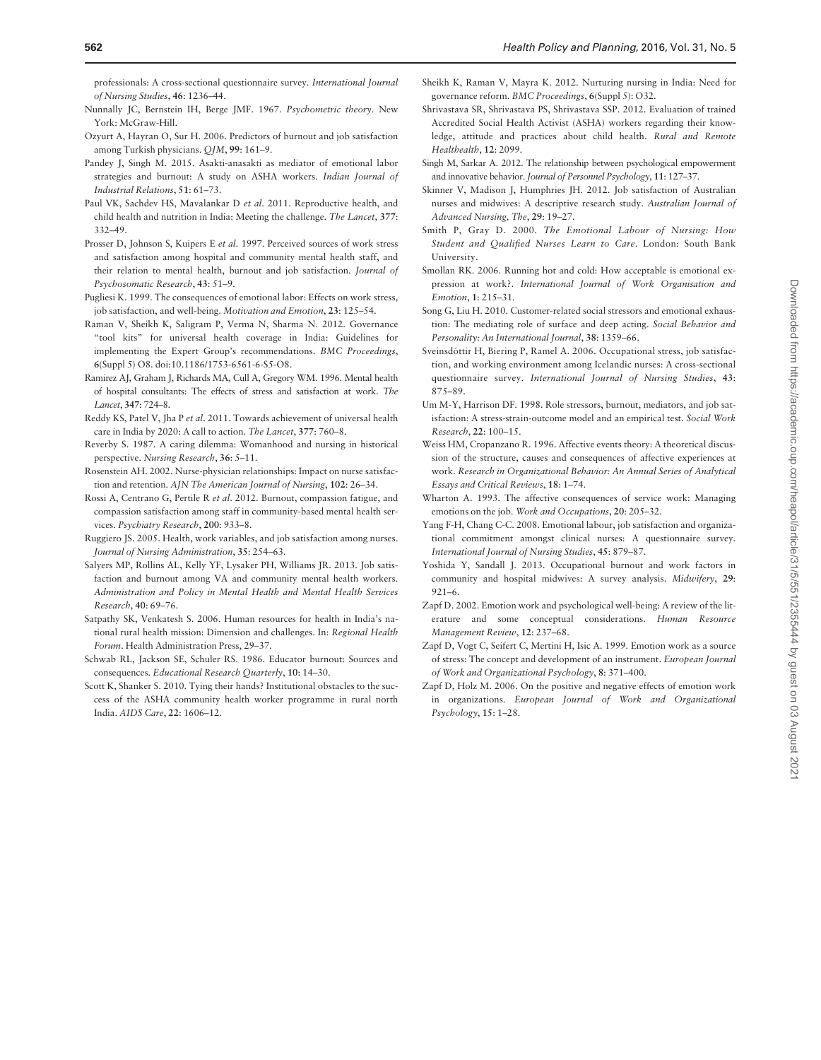professionals: A cross-sectional questionnaire survey. *International Journal of Nursing Studies*, **46**: 1236–44.

Nunnally JC, Bernstein IH, Berge JMF. 1967. *Psychometric theory*. New York: McGraw-Hill.

Ozyurt A, Hayran O, Sur H. 2006. Predictors of burnout and job satisfaction among Turkish physicians. *QJM*, **99**: 161–9.

Pandey J, Singh M. 2015. Asakti-anasakti as mediator of emotional labor strategies and burnout: A study on ASHA workers. *Indian Journal of Industrial Relations*, **51**: 61–73.

Paul VK, Sachdev HS, Mavalankar D *et al*. 2011. Reproductive health, and child health and nutrition in India: Meeting the challenge. *The Lancet*, **377**: 332–49.

Prosser D, Johnson S, Kuipers E *et al*. 1997. Perceived sources of work stress and satisfaction among hospital and community mental health staff, and their relation to mental health, burnout and job satisfaction. *Journal of Psychosomatic Research*, **43**: 51–9.

Pugliesi K. 1999. The consequences of emotional labor: Effects on work stress, job satisfaction, and well-being. *Motivation and Emotion*, **23**: 125–54.

Raman V, Sheikh K, Saligram P, Verma N, Sharma N. 2012. Governance "tool kits" for universal health coverage in India: Guidelines for implementing the Expert Group's recommendations. *BMC Proceedings*, **6**(Suppl 5) O8. doi:10.1186/1753-6561-6-S5-O8.

Ramirez AJ, Graham J, Richards MA, Cull A, Gregory WM. 1996. Mental health of hospital consultants: The effects of stress and satisfaction at work. *The Lancet*, **347**: 724–8.

Reddy KS, Patel V, Jha P *et al*. 2011. Towards achievement of universal health care in India by 2020: A call to action. *The Lancet*, **377**: 760–8.

Reverby S. 1987. A caring dilemma: Womanhood and nursing in historical perspective. *Nursing Research*, **36**: 5–11.

Rosenstein AH. 2002. Nurse-physician relationships: Impact on nurse satisfaction and retention. *AJN The American Journal of Nursing*, **102**: 26–34.

Rossi A, Centrano G, Pertile R *et al*. 2012. Burnout, compassion fatigue, and compassion satisfaction among staff in community-based mental health services. *Psychiatry Research*, **200**: 933–8.

Ruggiero JS. 2005. Health, work variables, and job satisfaction among nurses. *Journal of Nursing Administration*, **35**: 254–63.

Salyers MP, Rollins AL, Kelly YF, Lysaker PH, Williams JR. 2013. Job satisfaction and burnout among VA and community mental health workers. *Administration and Policy in Mental Health and Mental Health Services Research*, **40**: 69–76.

Satpathy SK, Venkatesh S. 2006. Human resources for health in India's national rural health mission: Dimension and challenges. In: *Regional Health Forum*. Health Administration Press, 29–37.

Schwab RL, Jackson SE, Schuler RS. 1986. Educator burnout: Sources and consequences. *Educational Research Quarterly*, **10**: 14–30.

Scott K, Shanker S. 2010. Tying their hands? Institutional obstacles to the success of the ASHA community health worker programme in rural north India. *AIDS Care*, **22**: 1606–12.

Sheikh K, Raman V, Mayra K. 2012. Nurturing nursing in India: Need for governance reform. *BMC Proceedings*, **6**(Suppl 5): O32.

Shrivastava SR, Shrivastava PS, Shrivastava SSP. 2012. Evaluation of trained Accredited Social Health Activist (ASHA) workers regarding their knowledge, attitude and practices about child health. *Rural and Remote Healthealth*, **12**: 2099.

Singh M, Sarkar A. 2012. The relationship between psychological empowerment and innovative behavior. *Journal of Personnel Psychology*, **11**: 127–37.

Skinner V, Madison J, Humphries JH. 2012. Job satisfaction of Australian nurses and midwives: A descriptive research study. *Australian Journal of Advanced Nursing, The*, **29**: 19–27.

Smith P, Gray D. 2000. *The Emotional Labour of Nursing: How Student and Qualified Nurses Learn to Care*. London: South Bank University.

Smollan RK. 2006. Running hot and cold: How acceptable is emotional expression at work?. *International Journal of Work Organisation and Emotion*, **1**: 215–31.

Song G, Liu H. 2010. Customer-related social stressors and emotional exhaustion: The mediating role of surface and deep acting. *Social Behavior and Personality: An International Journal*, **38**: 1359–66.

Sveinsdóttir H, Biering P, Ramel A. 2006. Occupational stress, job satisfaction, and working environment among Icelandic nurses: A cross-sectional questionnaire survey. *International Journal of Nursing Studies*, **43**: 875–89.

Um M-Y, Harrison DF. 1998. Role stressors, burnout, mediators, and job satisfaction: A stress-strain-outcome model and an empirical test. *Social Work Research*, **22**: 100–15.

Weiss HM, Cropanzano R. 1996. Affective events theory: A theoretical discussion of the structure, causes and consequences of affective experiences at work. *Research in Organizational Behavior: An Annual Series of Analytical Essays and Critical Reviews*, **18**: 1–74.

Wharton A. 1993. The affective consequences of service work: Managing emotions on the job. *Work and Occupations*, **20**: 205–32.

Yang F-H, Chang C-C. 2008. Emotional labour, job satisfaction and organizational commitment amongst clinical nurses: A questionnaire survey. *International Journal of Nursing Studies*, **45**: 879–87.

Yoshida Y, Sandall J. 2013. Occupational burnout and work factors in community and hospital midwives: A survey analysis. *Midwifery*, **29**: 921–6.

Zapf D. 2002. Emotion work and psychological well-being: A review of the literature and some conceptual considerations. *Human Resource Management Review*, **12**: 237–68.

Zapf D, Vogt C, Seifert C, Mertini H, Isic A. 1999. Emotion work as a source of stress: The concept and development of an instrument. *European Journal of Work and Organizational Psychology*, **8**: 371–400.

Zapf D, Holz M. 2006. On the positive and negative effects of emotion work in organizations. *European Journal of Work and Organizational Psychology*, **15**: 1–28.